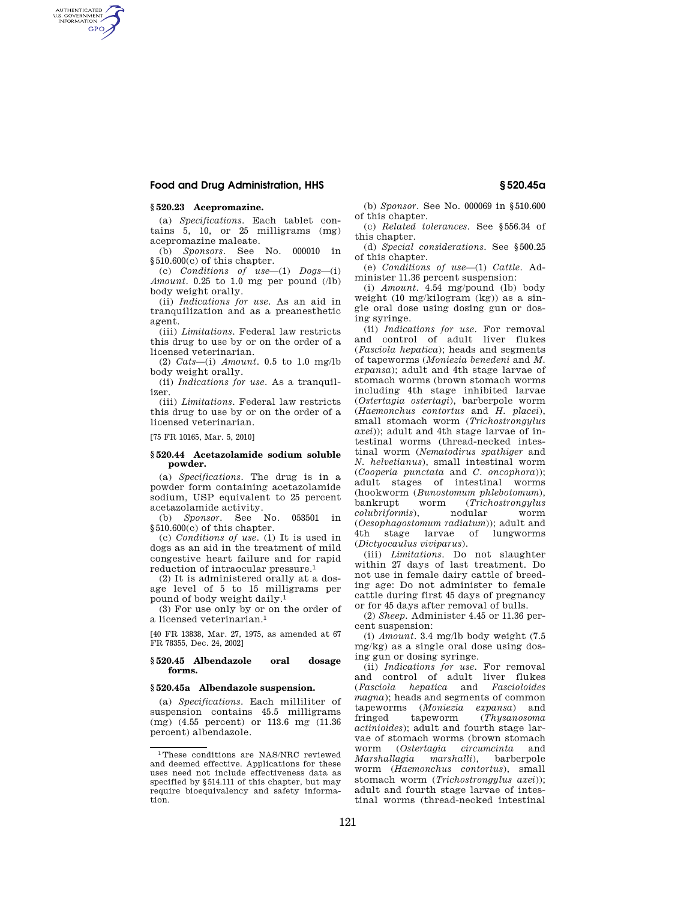### § 520.23 Acepromazine.

(a) *Specifications.* Each tablet contains 5, 10, or 25 milligrams (mg) acepromazine maleate.

(b) *Sponsors.* See No. 000010 in §510.600(c) of this chapter.

(c) *Conditions of use*—(1) *Dogs*—(i) *Amount.* 0.25 to 1.0 mg per pound (/lb) body weight orally.

(ii) *Indications for use.* As an aid in tranquilization and as a preanesthetic agent.

(iii) *Limitations.* Federal law restricts this drug to use by or on the order of a licensed veterinarian.

(2) *Cats*—(i) *Amount.* 0.5 to 1.0 mg/lb body weight orally.

(ii) *Indications for use.* As a tranquilizer.

(iii) *Limitations.* Federal law restricts this drug to use by or on the order of a licensed veterinarian.

[75 FR 10165, Mar. 5, 2010]

### § 520.44 Acetazolamide sodium soluble powder.

(a) *Specifications.* The drug is in a powder form containing acetazolamide sodium, USP equivalent to 25 percent acetazolamide activity.

(b) *Sponsor.* See No. 053501 in §510.600(c) of this chapter.

(c) *Conditions of use.* (1) It is used in dogs as an aid in the treatment of mild congestive heart failure and for rapid reduction of intraocular pressure.[1]

(2) It is administered orally at a dosage level of 5 to 15 milligrams per pound of body weight daily.[1]

(3) For use only by or on the order of a licensed veterinarian.[1]

[40 FR 13838, Mar. 27, 1975, as amended at 67 FR 78355, Dec. 24, 2002]

### § 520.45 Albendazole oral dosage forms.

### § 520.45a Albendazole suspension.

(a) *Specifications.* Each milliliter of suspension contains 45.5 milligrams (mg) (4.55 percent) or 113.6 mg (11.36 percent) albendazole.

(b) *Sponsor.* See No. 000069 in §510.600 of this chapter.

(c) *Related tolerances.* See §556.34 of this chapter.

(d) *Special considerations.* See §500.25 of this chapter.

(e) *Conditions of use*—(1) *Cattle.* Administer 11.36 percent suspension:

(i) *Amount.* 4.54 mg/pound (lb) body weight (10 mg/kilogram (kg)) as a single oral dose using dosing gun or dosing syringe.

(ii) *Indications for use.* For removal and control of adult liver flukes (*Fasciola hepatica*); heads and segments of tapeworms (*Moniezia benedeni* and *M. expansa*); adult and 4th stage larvae of stomach worms (brown stomach worms including 4th stage inhibited larvae (*Ostertagia ostertagi*), barberpole worm (*Haemonchus contortus* and *H. placei*), small stomach worm (*Trichostrongylus axei*)); adult and 4th stage larvae of intestinal worms (thread-necked intestinal worm (*Nematodirus spathiger* and *N. helvetianus*), small intestinal worm (*Cooperia punctata* and *C. oncophora*)); adult stages of intestinal worms (hookworm (*Bunostomum phlebotomum*), bankrupt worm (*Trichostrongylus colubriformis*), nodular worm (*Oesophagostomum radiatum*)); adult and 4th stage larvae of lungworms (*Dictyocaulus viviparus*).

(iii) *Limitations.* Do not slaughter within 27 days of last treatment. Do not use in female dairy cattle of breeding age: Do not administer to female cattle during first 45 days of pregnancy or for 45 days after removal of bulls.

(2) *Sheep.* Administer 4.45 or 11.36 percent suspension:

(i) *Amount.* 3.4 mg/lb body weight (7.5 mg/kg) as a single oral dose using dosing gun or dosing syringe.

(ii) *Indications for use.* For removal and control of adult liver flukes (*Fasciola hepatica* and *Fascioloides magna*); heads and segments of common tapeworms (*Moniezia expansa*) and fringed tapeworm (*Thysanosoma actinioides*); adult and fourth stage larvae of stomach worms (brown stomach worm (*Ostertagia circumcinta* and *Marshallagia marshalli*), barberpole worm (*Haemonchus contortus*), small stomach worm (*Trichostrongylus axei*)); adult and fourth stage larvae of intestinal worms (thread-necked intestinal

---

[1] These conditions are NAS/NRC reviewed and deemed effective. Applications for these uses need not include effectiveness data as specified by §514.111 of this chapter, but may require bioequivalency and safety information.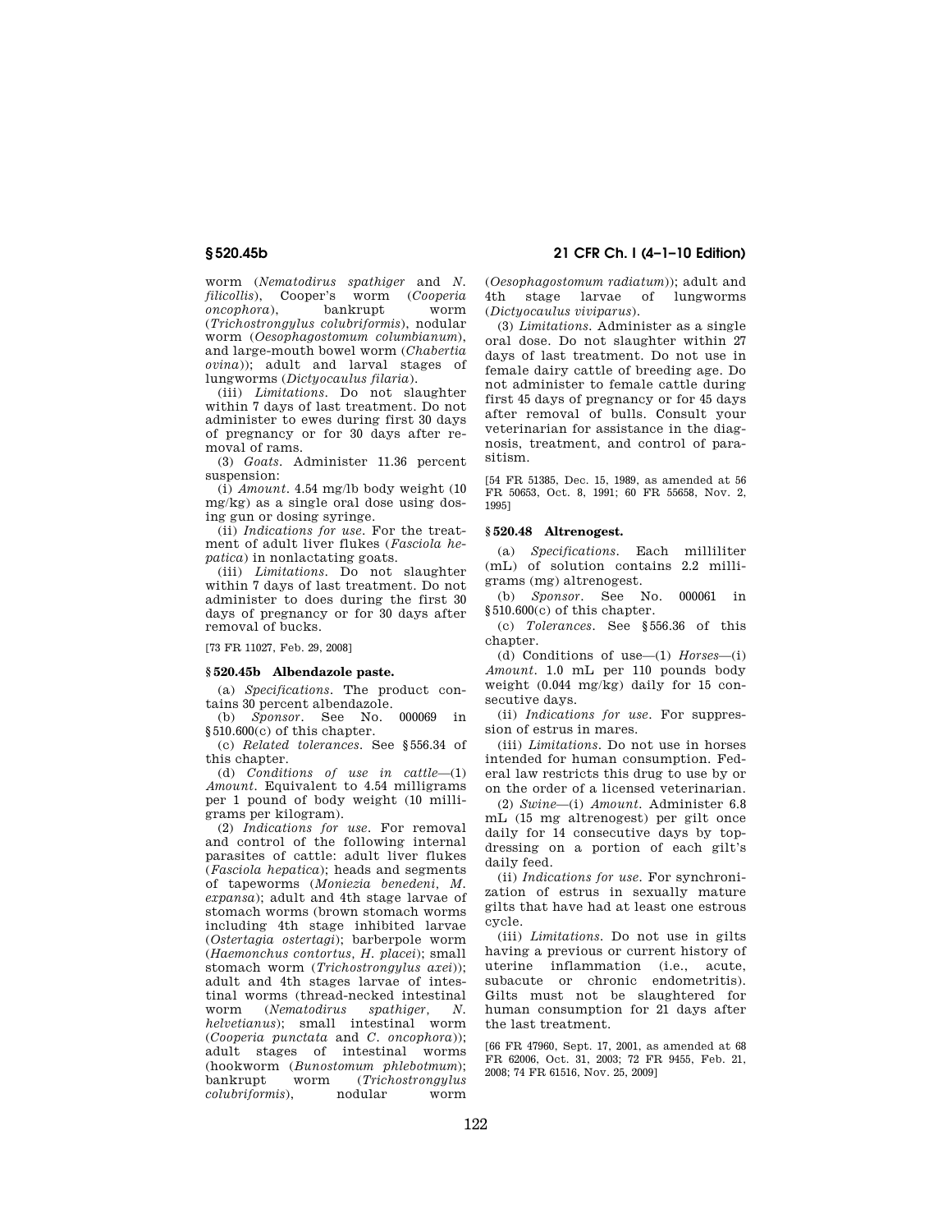worm (*Nematodirus spathiger* and *N. filicollis*), Cooper's worm (*Cooperia oncophora*), bankrupt worm (*Trichostrongylus colubriformis*), nodular worm (*Oesophagostomum columbianum*), and large-mouth bowel worm (*Chabertia ovina*)); adult and larval stages of lungworms (*Dictyocaulus filaria*).

(iii) *Limitations*. Do not slaughter within 7 days of last treatment. Do not administer to ewes during first 30 days of pregnancy or for 30 days after removal of rams.

(3) *Goats*. Administer 11.36 percent suspension:

(i) *Amount*. 4.54 mg/lb body weight (10 mg/kg) as a single oral dose using dosing gun or dosing syringe.

(ii) *Indications for use*. For the treatment of adult liver flukes (*Fasciola hepatica*) in nonlactating goats.

(iii) *Limitations*. Do not slaughter within 7 days of last treatment. Do not administer to does during the first 30 days of pregnancy or for 30 days after removal of bucks.

[73 FR 11027, Feb. 29, 2008]

### § 520.45b Albendazole paste.

(a) *Specifications*. The product contains 30 percent albendazole.

(b) *Sponsor*. See No. 000069 in §510.600(c) of this chapter.

(c) *Related tolerances*. See §556.34 of this chapter.

(d) *Conditions of use in cattle*—(1) *Amount*. Equivalent to 4.54 milligrams per 1 pound of body weight (10 milligrams per kilogram).

(2) *Indications for use*. For removal and control of the following internal parasites of cattle: adult liver flukes (*Fasciola hepatica*); heads and segments of tapeworms (*Moniezia benedeni, M. expansa*); adult and 4th stage larvae of stomach worms (brown stomach worms including 4th stage inhibited larvae (*Ostertagia ostertagi*); barberpole worm (*Haemonchus contortus, H. placei*); small stomach worm (*Trichostrongylus axei*)); adult and 4th stages larvae of intestinal worms (thread-necked intestinal worm (*Nematodirus spathiger, N. helvetianus*); small intestinal worm (*Cooperia punctata* and *C. oncophora*)); adult stages of intestinal worms (hookworm (*Bunostomum phlebotmum*); bankrupt worm (*Trichostrongylus colubriformis*), nodular worm (*Oesophagostomum radiatum*)); adult and 4th stage larvae of lungworms (*Dictyocaulus viviparus*).

(3) *Limitations*. Administer as a single oral dose. Do not slaughter within 27 days of last treatment. Do not use in female dairy cattle of breeding age. Do not administer to female cattle during first 45 days of pregnancy or for 45 days after removal of bulls. Consult your veterinarian for assistance in the diagnosis, treatment, and control of parasitism.

[54 FR 51385, Dec. 15, 1989, as amended at 56 FR 50653, Oct. 8, 1991; 60 FR 55658, Nov. 2, 1995]

### § 520.48 Altrenogest.

(a) *Specifications*. Each milliliter (mL) of solution contains 2.2 milligrams (mg) altrenogest.

(b) *Sponsor*. See No. 000061 in §510.600(c) of this chapter.

(c) *Tolerances*. See §556.36 of this chapter.

(d) Conditions of use—(1) *Horses*—(i) *Amount*. 1.0 mL per 110 pounds body weight (0.044 mg/kg) daily for 15 consecutive days.

(ii) *Indications for use*. For suppression of estrus in mares.

(iii) *Limitations*. Do not use in horses intended for human consumption. Federal law restricts this drug to use by or on the order of a licensed veterinarian.

(2) *Swine*—(i) *Amount*. Administer 6.8 mL (15 mg altrenogest) per gilt once daily for 14 consecutive days by topdressing on a portion of each gilt's daily feed.

(ii) *Indications for use*. For synchronization of estrus in sexually mature gilts that have had at least one estrous cycle.

(iii) *Limitations*. Do not use in gilts having a previous or current history of uterine inflammation (i.e., acute, subacute or chronic endometritis). Gilts must not be slaughtered for human consumption for 21 days after the last treatment.

[66 FR 47960, Sept. 17, 2001, as amended at 68 FR 62006, Oct. 31, 2003; 72 FR 9455, Feb. 21, 2008; 74 FR 61516, Nov. 25, 2009]